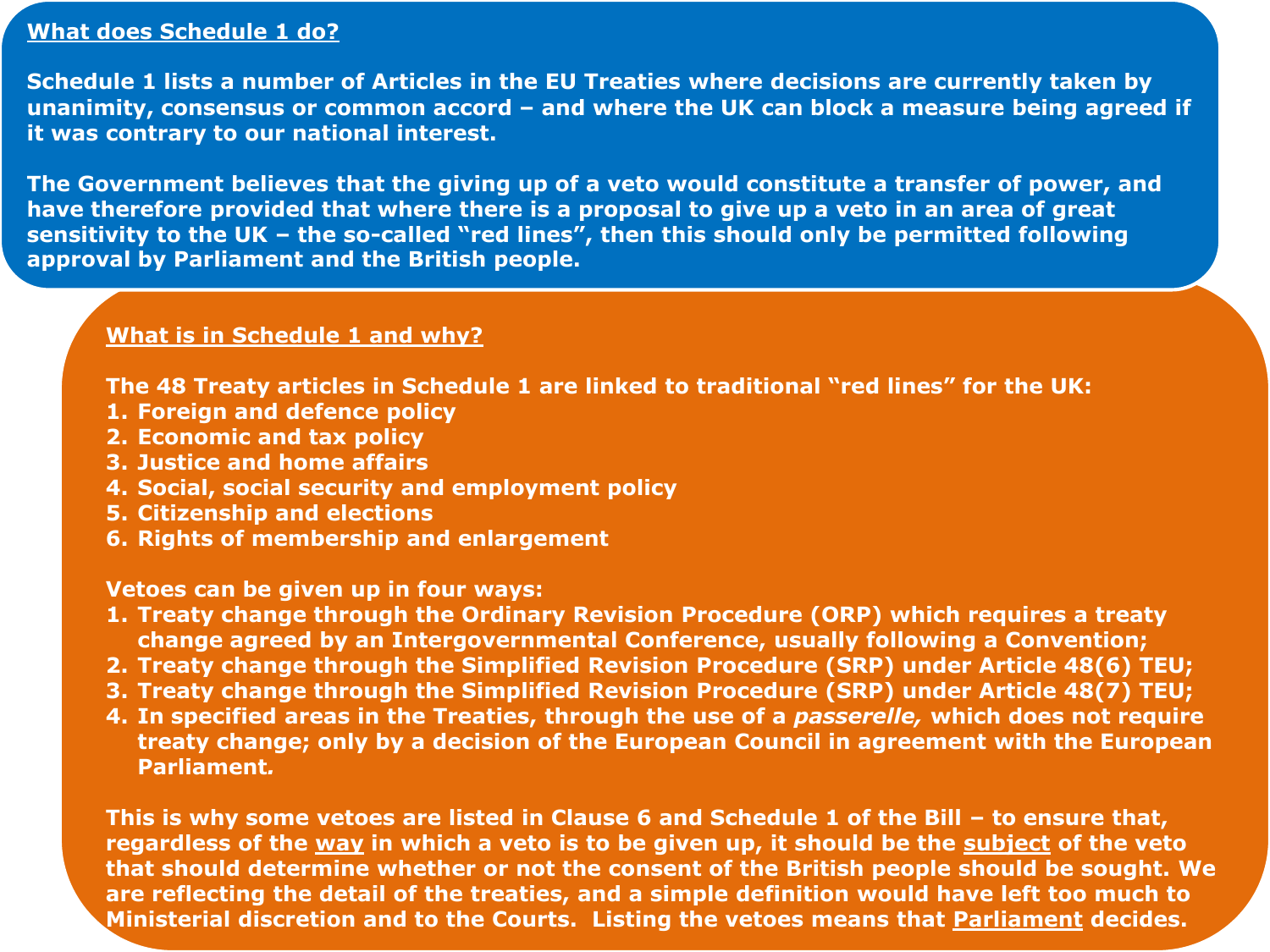## What does Schedule 1 do?

**Schedule 1 lists a number of Articles in the EU Treaties where decisions are currently taken by unanimity, consensus or common accord – and where the UK can block a measure being agreed if it was contrary to our national interest.**

**The Government believes that the giving up of a veto would constitute a transfer of power, and have therefore provided that where there is a proposal to give up a veto in an area of great sensitivity to the UK – the so-called "red lines", then this should only be permitted following approval by Parliament and the British people.**

## What is in Schedule 1 and why?

**The 48 Treaty articles in Schedule 1 are linked to traditional "red lines" for the UK:**

1. **Foreign and defence policy**
2. **Economic and tax policy**
3. **Justice and home affairs**
4. **Social, social security and employment policy**
5. **Citizenship and elections**
6. **Rights of membership and enlargement**

**Vetoes can be given up in four ways:**

1. **Treaty change through the Ordinary Revision Procedure (ORP) which requires a treaty change agreed by an Intergovernmental Conference, usually following a Convention;**
2. **Treaty change through the Simplified Revision Procedure (SRP) under Article 48(6) TEU;**
3. **Treaty change through the Simplified Revision Procedure (SRP) under Article 48(7) TEU;**
4. **In specified areas in the Treaties, through the use of a *passerelle,* which does not require treaty change; only by a decision of the European Council in agreement with the European Parliament.**

**This is why some vetoes are listed in Clause 6 and Schedule 1 of the Bill – to ensure that, regardless of the <u>way</u> in which a veto is to be given up, it should be the <u>subject</u> of the veto that should determine whether or not the consent of the British people should be sought. We are reflecting the detail of the treaties, and a simple definition would have left too much to Ministerial discretion and to the Courts. Listing the vetoes means that <u>Parliament</u> decides.**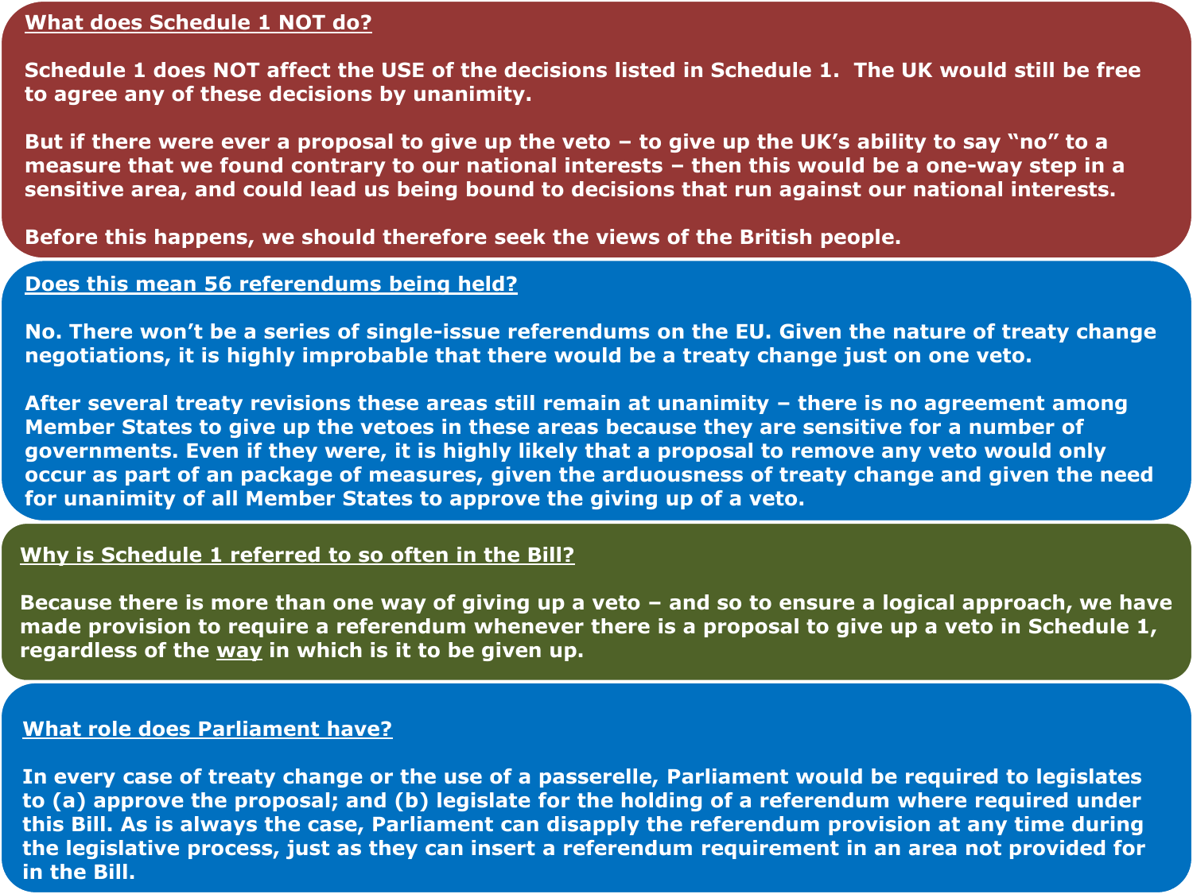## What does Schedule 1 NOT do?

**Schedule 1 does NOT affect the USE of the decisions listed in Schedule 1. The UK would still be free to agree any of these decisions by unanimity.**

**But if there were ever a proposal to give up the veto – to give up the UK's ability to say "no" to a measure that we found contrary to our national interests – then this would be a one-way step in a sensitive area, and could lead us being bound to decisions that run against our national interests.**

**Before this happens, we should therefore seek the views of the British people.**

## Does this mean 56 referendums being held?

**No. There won't be a series of single-issue referendums on the EU. Given the nature of treaty change negotiations, it is highly improbable that there would be a treaty change just on one veto.**

**After several treaty revisions these areas still remain at unanimity – there is no agreement among Member States to give up the vetoes in these areas because they are sensitive for a number of governments. Even if they were, it is highly likely that a proposal to remove any veto would only occur as part of an package of measures, given the arduousness of treaty change and given the need for unanimity of all Member States to approve the giving up of a veto.**

## Why is Schedule 1 referred to so often in the Bill?

**Because there is more than one way of giving up a veto – and so to ensure a logical approach, we have made provision to require a referendum whenever there is a proposal to give up a veto in Schedule 1, regardless of the way in which is it to be given up.**

## What role does Parliament have?

**In every case of treaty change or the use of a passerelle, Parliament would be required to legislates to (a) approve the proposal; and (b) legislate for the holding of a referendum where required under this Bill. As is always the case, Parliament can disapply the referendum provision at any time during the legislative process, just as they can insert a referendum requirement in an area not provided for in the Bill.**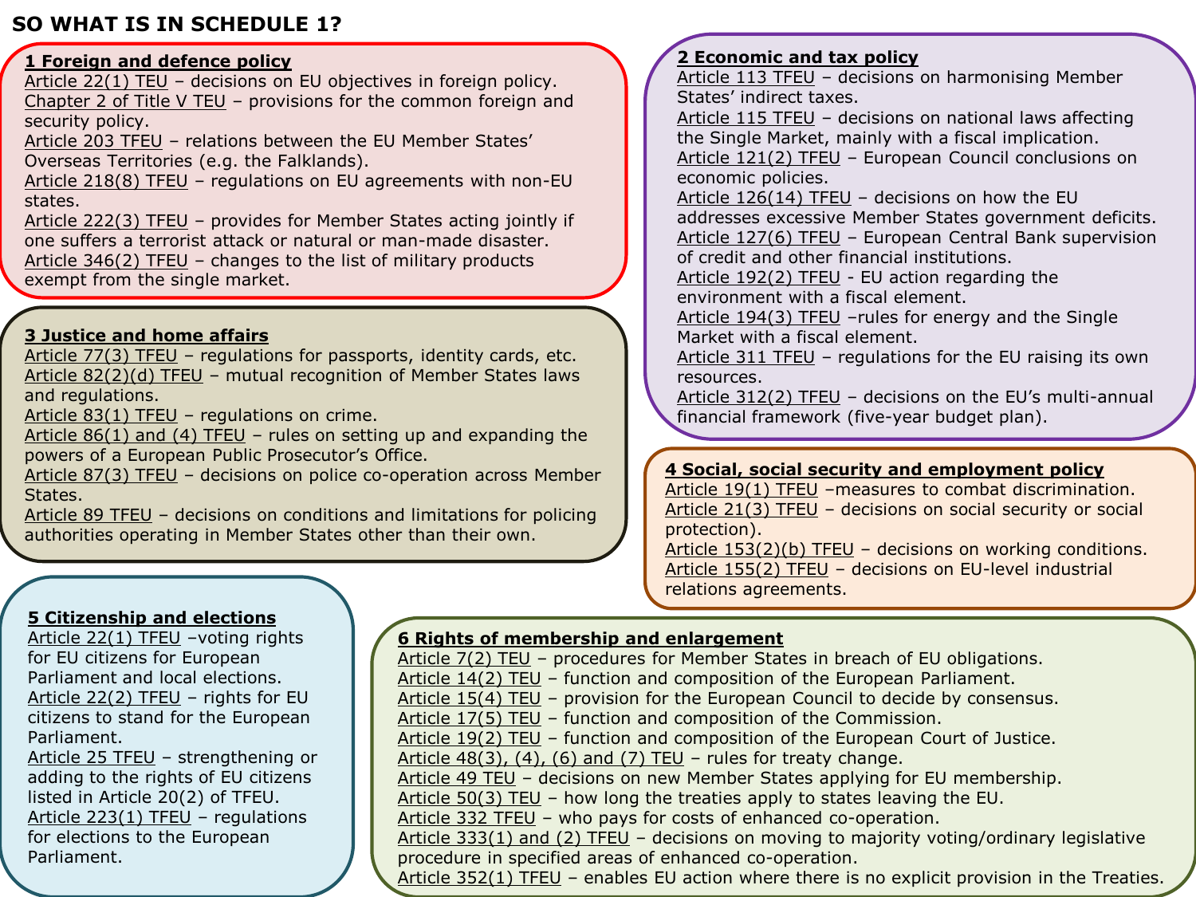# SO WHAT IS IN SCHEDULE 1?

## 1 Foreign and defence policy

Article 22(1) TEU – decisions on EU objectives in foreign policy.
Chapter 2 of Title V TEU – provisions for the common foreign and security policy.
Article 203 TFEU – relations between the EU Member States' Overseas Territories (e.g. the Falklands).
Article 218(8) TFEU – regulations on EU agreements with non-EU states.
Article 222(3) TFEU – provides for Member States acting jointly if one suffers a terrorist attack or natural or man-made disaster.
Article 346(2) TFEU – changes to the list of military products exempt from the single market.

## 2 Economic and tax policy

Article 113 TFEU – decisions on harmonising Member States' indirect taxes.
Article 115 TFEU – decisions on national laws affecting the Single Market, mainly with a fiscal implication.
Article 121(2) TFEU – European Council conclusions on economic policies.
Article 126(14) TFEU – decisions on how the EU addresses excessive Member States government deficits.
Article 127(6) TFEU – European Central Bank supervision of credit and other financial institutions.
Article 192(2) TFEU - EU action regarding the environment with a fiscal element.
Article 194(3) TFEU –rules for energy and the Single Market with a fiscal element.
Article 311 TFEU – regulations for the EU raising its own resources.
Article 312(2) TFEU – decisions on the EU's multi-annual financial framework (five-year budget plan).

## 3 Justice and home affairs

Article 77(3) TFEU – regulations for passports, identity cards, etc.
Article 82(2)(d) TFEU – mutual recognition of Member States laws and regulations.
Article 83(1) TFEU – regulations on crime.
Article 86(1) and (4) TFEU – rules on setting up and expanding the powers of a European Public Prosecutor's Office.
Article 87(3) TFEU – decisions on police co-operation across Member States.
Article 89 TFEU – decisions on conditions and limitations for policing authorities operating in Member States other than their own.

## 4 Social, social security and employment policy

Article 19(1) TFEU –measures to combat discrimination.
Article 21(3) TFEU – decisions on social security or social protection).
Article 153(2)(b) TFEU – decisions on working conditions.
Article 155(2) TFEU – decisions on EU-level industrial relations agreements.

## 5 Citizenship and elections

Article 22(1) TFEU –voting rights for EU citizens for European Parliament and local elections.
Article 22(2) TFEU – rights for EU citizens to stand for the European Parliament.
Article 25 TFEU – strengthening or adding to the rights of EU citizens listed in Article 20(2) of TFEU.
Article 223(1) TFEU – regulations for elections to the European Parliament.

## 6 Rights of membership and enlargement

Article 7(2) TEU – procedures for Member States in breach of EU obligations.
Article 14(2) TEU – function and composition of the European Parliament.
Article 15(4) TEU – provision for the European Council to decide by consensus.
Article 17(5) TEU – function and composition of the Commission.
Article 19(2) TEU – function and composition of the European Court of Justice.
Article 48(3), (4), (6) and (7) TEU – rules for treaty change.
Article 49 TEU – decisions on new Member States applying for EU membership.
Article 50(3) TEU – how long the treaties apply to states leaving the EU.
Article 332 TFEU – who pays for costs of enhanced co-operation.
Article 333(1) and (2) TFEU – decisions on moving to majority voting/ordinary legislative procedure in specified areas of enhanced co-operation.
Article 352(1) TFEU – enables EU action where there is no explicit provision in the Treaties.